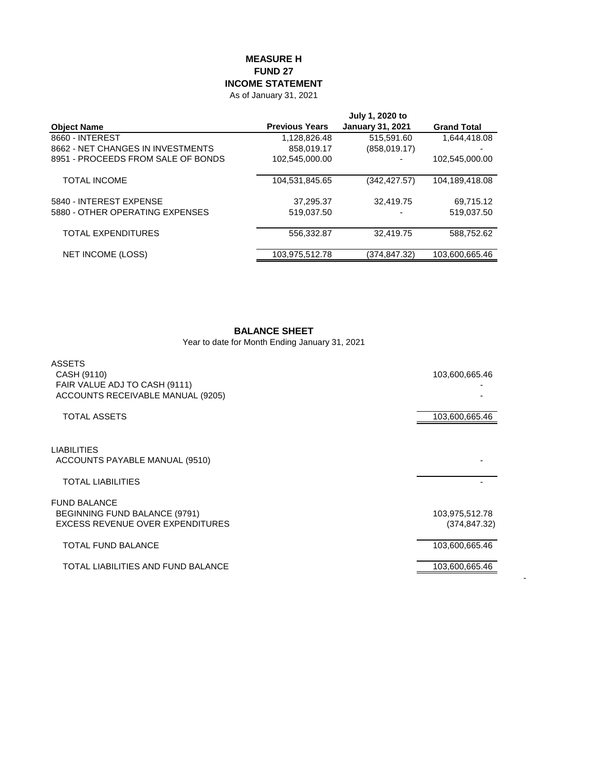**MEASURE H**
**FUND 27**
**INCOME STATEMENT**
As of January 31, 2021

| Object Name | Previous Years | July 1, 2020 to January 31, 2021 | Grand Total |
|---|---|---|---|
| 8660 - INTEREST | 1,128,826.48 | 515,591.60 | 1,644,418.08 |
| 8662 - NET CHANGES IN INVESTMENTS | 858,019.17 | (858,019.17) | - |
| 8951 - PROCEEDS FROM SALE OF BONDS | 102,545,000.00 | - | 102,545,000.00 |
| TOTAL INCOME | 104,531,845.65 | (342,427.57) | 104,189,418.08 |
| 5840 - INTEREST EXPENSE | 37,295.37 | 32,419.75 | 69,715.12 |
| 5880 - OTHER OPERATING EXPENSES | 519,037.50 | - | 519,037.50 |
| TOTAL EXPENDITURES | 556,332.87 | 32,419.75 | 588,752.62 |
| NET INCOME (LOSS) | 103,975,512.78 | (374,847.32) | 103,600,665.46 |

**BALANCE SHEET**
Year to date for Month Ending January 31, 2021

| | |
|---|---|
| ASSETS | |
| CASH (9110) | 103,600,665.46 |
| FAIR VALUE ADJ TO CASH (9111) | - |
| ACCOUNTS RECEIVABLE MANUAL (9205) | - |
| TOTAL ASSETS | 103,600,665.46 |
| LIABILITIES | |
| ACCOUNTS PAYABLE MANUAL (9510) | - |
| TOTAL LIABILITIES | - |
| FUND BALANCE | |
| BEGINNING FUND BALANCE (9791) | 103,975,512.78 |
| EXCESS REVENUE OVER EXPENDITURES | (374,847.32) |
| TOTAL FUND BALANCE | 103,600,665.46 |
| TOTAL LIABILITIES AND FUND BALANCE | 103,600,665.46 |

-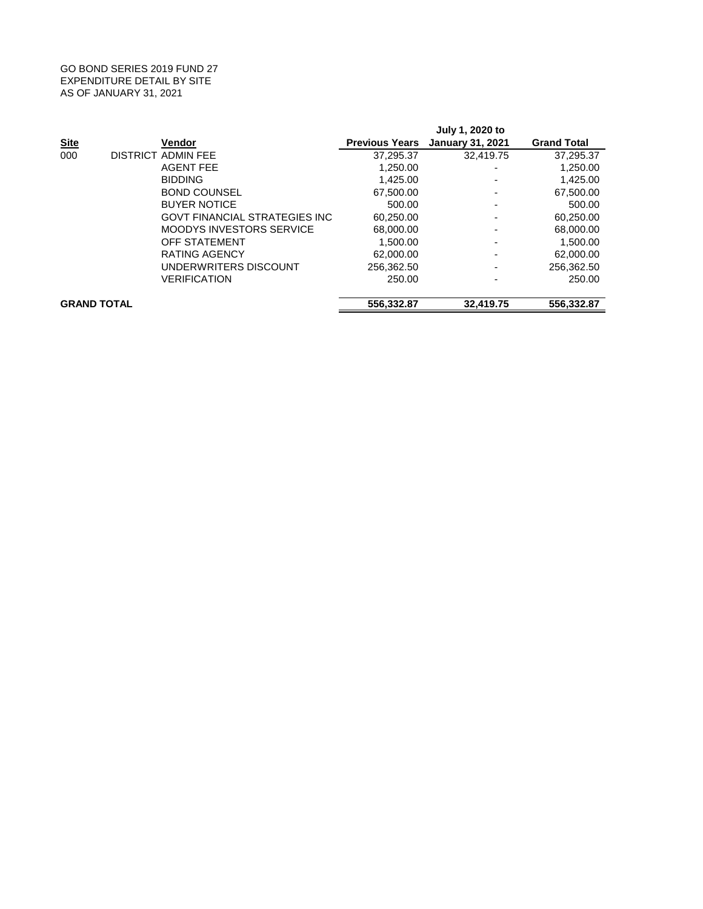GO BOND SERIES 2019 FUND 27
EXPENDITURE DETAIL BY SITE
AS OF JANUARY 31, 2021

| Site | Vendor | Previous Years | July 1, 2020 to January 31, 2021 | Grand Total |
|---|---|---|---|---|
| 000 | DISTRICT ADMIN FEE | 37,295.37 | 32,419.75 | 37,295.37 |
| | AGENT FEE | 1,250.00 | - | 1,250.00 |
| | BIDDING | 1,425.00 | - | 1,425.00 |
| | BOND COUNSEL | 67,500.00 | - | 67,500.00 |
| | BUYER NOTICE | 500.00 | - | 500.00 |
| | GOVT FINANCIAL STRATEGIES INC | 60,250.00 | - | 60,250.00 |
| | MOODYS INVESTORS SERVICE | 68,000.00 | - | 68,000.00 |
| | OFF STATEMENT | 1,500.00 | - | 1,500.00 |
| | RATING AGENCY | 62,000.00 | - | 62,000.00 |
| | UNDERWRITERS DISCOUNT | 256,362.50 | - | 256,362.50 |
| | VERIFICATION | 250.00 | - | 250.00 |
| **GRAND TOTAL** | | **556,332.87** | **32,419.75** | **556,332.87** |